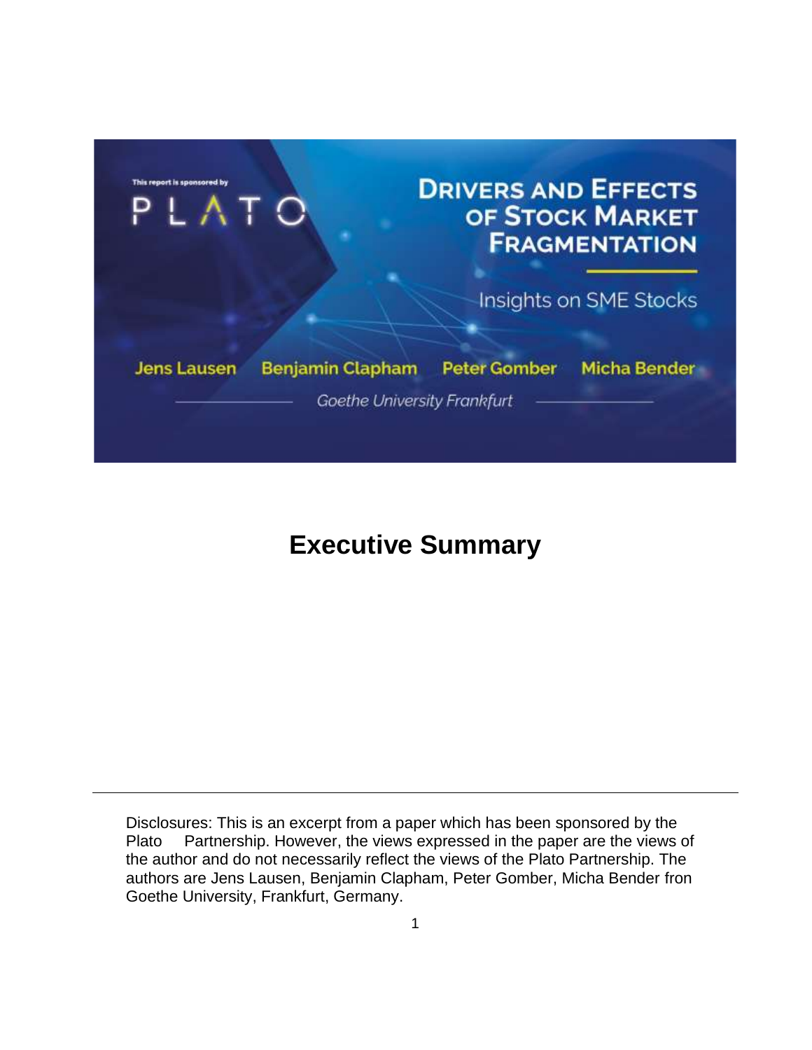This report is sponsored by

PLATO

# Drivers and Effects of Stock Market Fragmentation

Insights on SME Stocks

Jens Lausen, Benjamin Clapham, Peter Gomber, Micha Bender

*Goethe University Frankfurt*

## Executive Summary

---

Disclosures: This is an excerpt from a paper which has been sponsored by the Plato Partnership. However, the views expressed in the paper are the views of the author and do not necessarily reflect the views of the Plato Partnership. The authors are Jens Lausen, Benjamin Clapham, Peter Gomber, Micha Bender fron Goethe University, Frankfurt, Germany.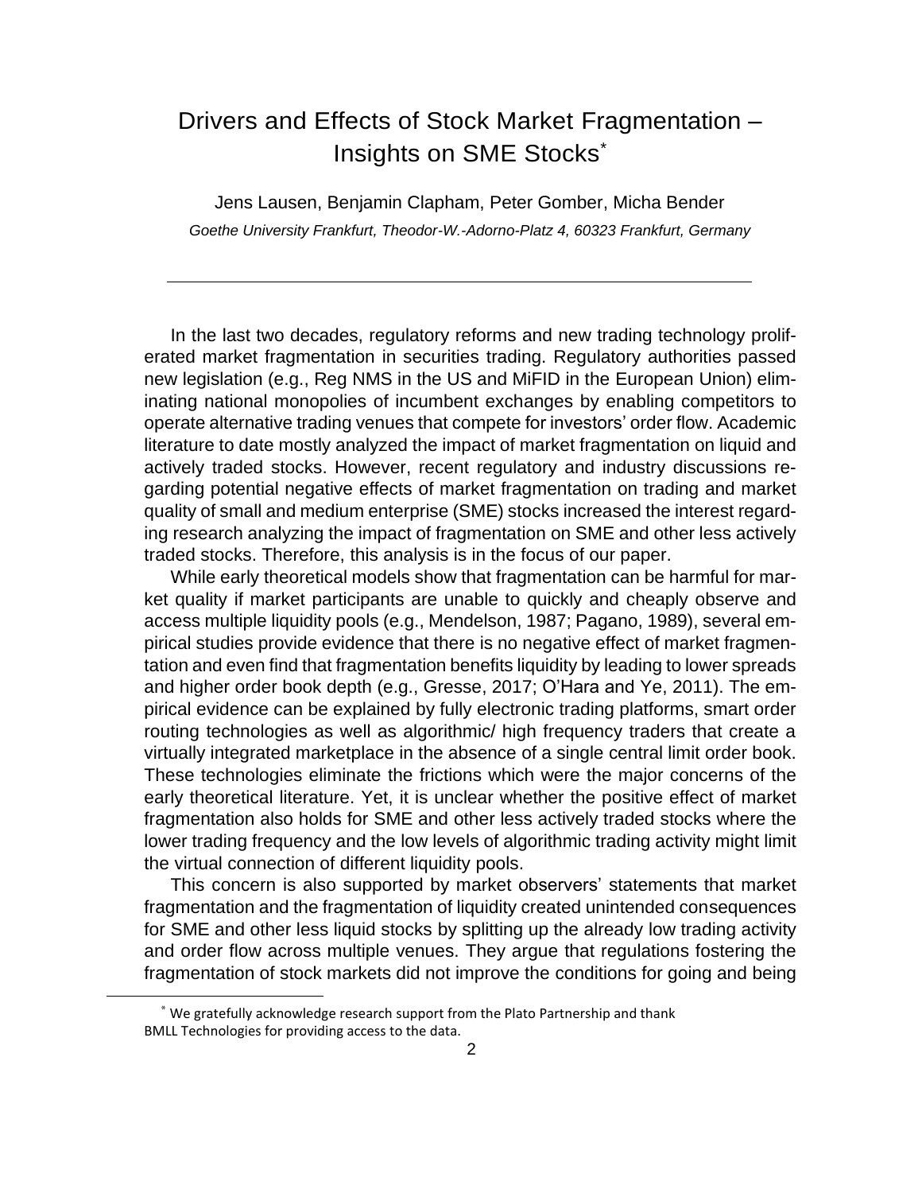# Drivers and Effects of Stock Market Fragmentation – Insights on SME Stocks[*]

Jens Lausen, Benjamin Clapham, Peter Gomber, Micha Bender

*Goethe University Frankfurt, Theodor-W.-Adorno-Platz 4, 60323 Frankfurt, Germany*

---

In the last two decades, regulatory reforms and new trading technology proliferated market fragmentation in securities trading. Regulatory authorities passed new legislation (e.g., Reg NMS in the US and MiFID in the European Union) eliminating national monopolies of incumbent exchanges by enabling competitors to operate alternative trading venues that compete for investors' order flow. Academic literature to date mostly analyzed the impact of market fragmentation on liquid and actively traded stocks. However, recent regulatory and industry discussions regarding potential negative effects of market fragmentation on trading and market quality of small and medium enterprise (SME) stocks increased the interest regarding research analyzing the impact of fragmentation on SME and other less actively traded stocks. Therefore, this analysis is in the focus of our paper.

While early theoretical models show that fragmentation can be harmful for market quality if market participants are unable to quickly and cheaply observe and access multiple liquidity pools (e.g., Mendelson, 1987; Pagano, 1989), several empirical studies provide evidence that there is no negative effect of market fragmentation and even find that fragmentation benefits liquidity by leading to lower spreads and higher order book depth (e.g., Gresse, 2017; O'Hara and Ye, 2011). The empirical evidence can be explained by fully electronic trading platforms, smart order routing technologies as well as algorithmic/ high frequency traders that create a virtually integrated marketplace in the absence of a single central limit order book. These technologies eliminate the frictions which were the major concerns of the early theoretical literature. Yet, it is unclear whether the positive effect of market fragmentation also holds for SME and other less actively traded stocks where the lower trading frequency and the low levels of algorithmic trading activity might limit the virtual connection of different liquidity pools.

This concern is also supported by market observers' statements that market fragmentation and the fragmentation of liquidity created unintended consequences for SME and other less liquid stocks by splitting up the already low trading activity and order flow across multiple venues. They argue that regulations fostering the fragmentation of stock markets did not improve the conditions for going and being

[*] We gratefully acknowledge research support from the Plato Partnership and thank BMLL Technologies for providing access to the data.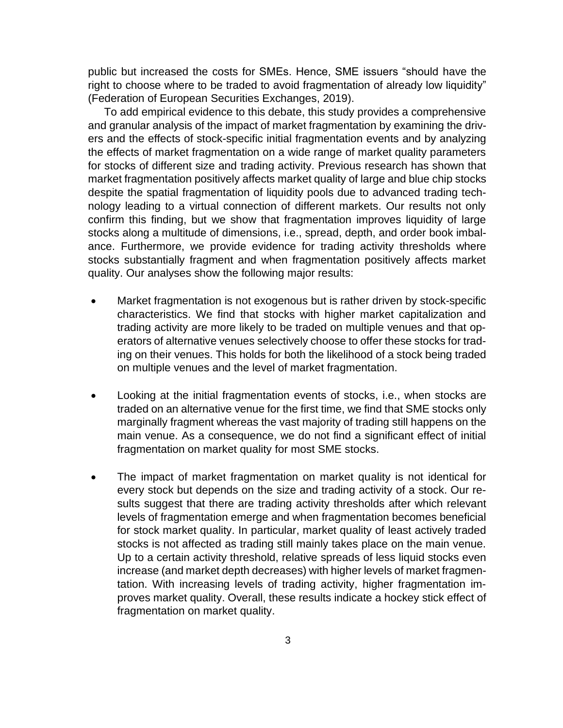public but increased the costs for SMEs. Hence, SME issuers "should have the right to choose where to be traded to avoid fragmentation of already low liquidity" (Federation of European Securities Exchanges, 2019).

To add empirical evidence to this debate, this study provides a comprehensive and granular analysis of the impact of market fragmentation by examining the drivers and the effects of stock-specific initial fragmentation events and by analyzing the effects of market fragmentation on a wide range of market quality parameters for stocks of different size and trading activity. Previous research has shown that market fragmentation positively affects market quality of large and blue chip stocks despite the spatial fragmentation of liquidity pools due to advanced trading technology leading to a virtual connection of different markets. Our results not only confirm this finding, but we show that fragmentation improves liquidity of large stocks along a multitude of dimensions, i.e., spread, depth, and order book imbalance. Furthermore, we provide evidence for trading activity thresholds where stocks substantially fragment and when fragmentation positively affects market quality. Our analyses show the following major results:

- Market fragmentation is not exogenous but is rather driven by stock-specific characteristics. We find that stocks with higher market capitalization and trading activity are more likely to be traded on multiple venues and that operators of alternative venues selectively choose to offer these stocks for trading on their venues. This holds for both the likelihood of a stock being traded on multiple venues and the level of market fragmentation.
- Looking at the initial fragmentation events of stocks, i.e., when stocks are traded on an alternative venue for the first time, we find that SME stocks only marginally fragment whereas the vast majority of trading still happens on the main venue. As a consequence, we do not find a significant effect of initial fragmentation on market quality for most SME stocks.
- The impact of market fragmentation on market quality is not identical for every stock but depends on the size and trading activity of a stock. Our results suggest that there are trading activity thresholds after which relevant levels of fragmentation emerge and when fragmentation becomes beneficial for stock market quality. In particular, market quality of least actively traded stocks is not affected as trading still mainly takes place on the main venue. Up to a certain activity threshold, relative spreads of less liquid stocks even increase (and market depth decreases) with higher levels of market fragmentation. With increasing levels of trading activity, higher fragmentation improves market quality. Overall, these results indicate a hockey stick effect of fragmentation on market quality.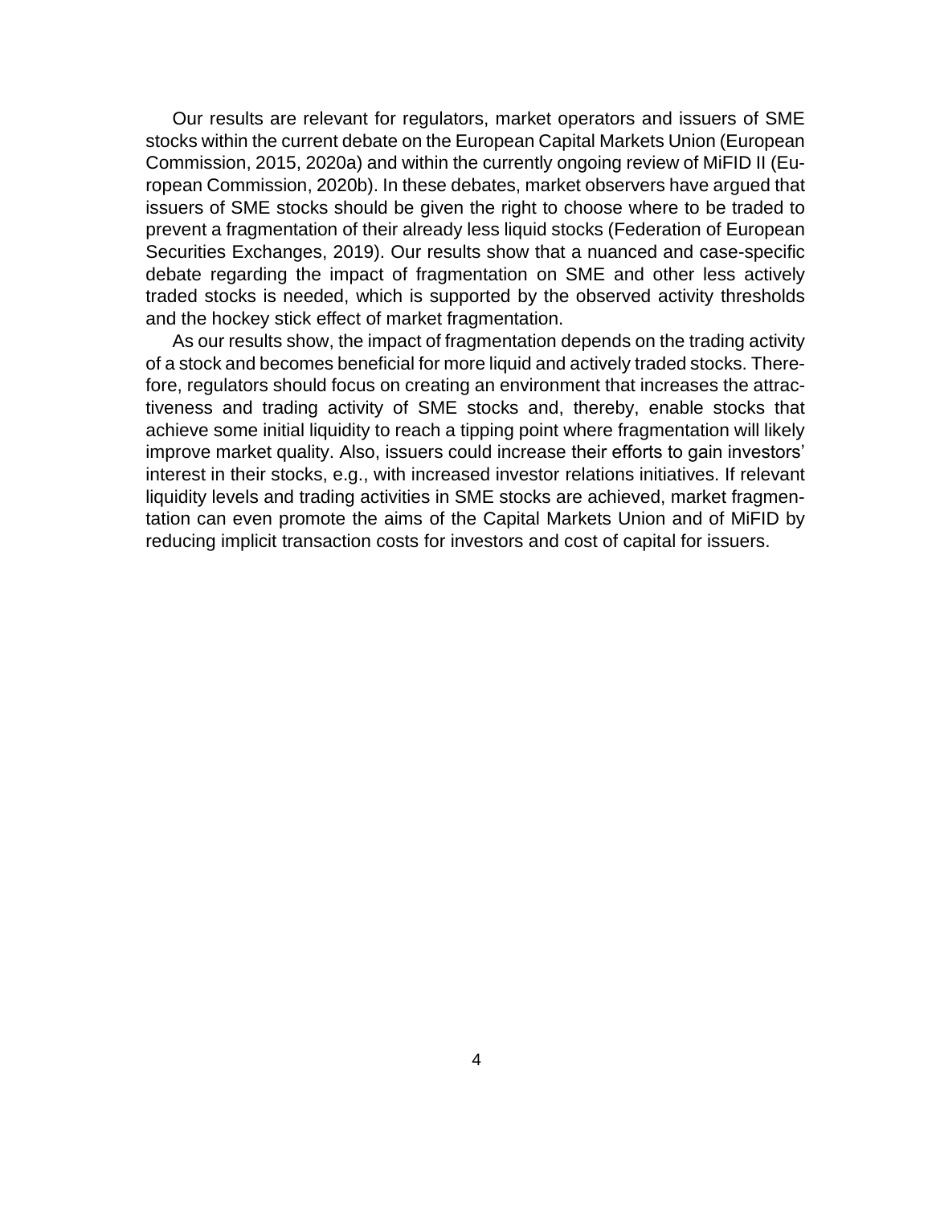Our results are relevant for regulators, market operators and issuers of SME stocks within the current debate on the European Capital Markets Union (European Commission, 2015, 2020a) and within the currently ongoing review of MiFID II (European Commission, 2020b). In these debates, market observers have argued that issuers of SME stocks should be given the right to choose where to be traded to prevent a fragmentation of their already less liquid stocks (Federation of European Securities Exchanges, 2019). Our results show that a nuanced and case-specific debate regarding the impact of fragmentation on SME and other less actively traded stocks is needed, which is supported by the observed activity thresholds and the hockey stick effect of market fragmentation.

As our results show, the impact of fragmentation depends on the trading activity of a stock and becomes beneficial for more liquid and actively traded stocks. Therefore, regulators should focus on creating an environment that increases the attractiveness and trading activity of SME stocks and, thereby, enable stocks that achieve some initial liquidity to reach a tipping point where fragmentation will likely improve market quality. Also, issuers could increase their efforts to gain investors' interest in their stocks, e.g., with increased investor relations initiatives. If relevant liquidity levels and trading activities in SME stocks are achieved, market fragmentation can even promote the aims of the Capital Markets Union and of MiFID by reducing implicit transaction costs for investors and cost of capital for issuers.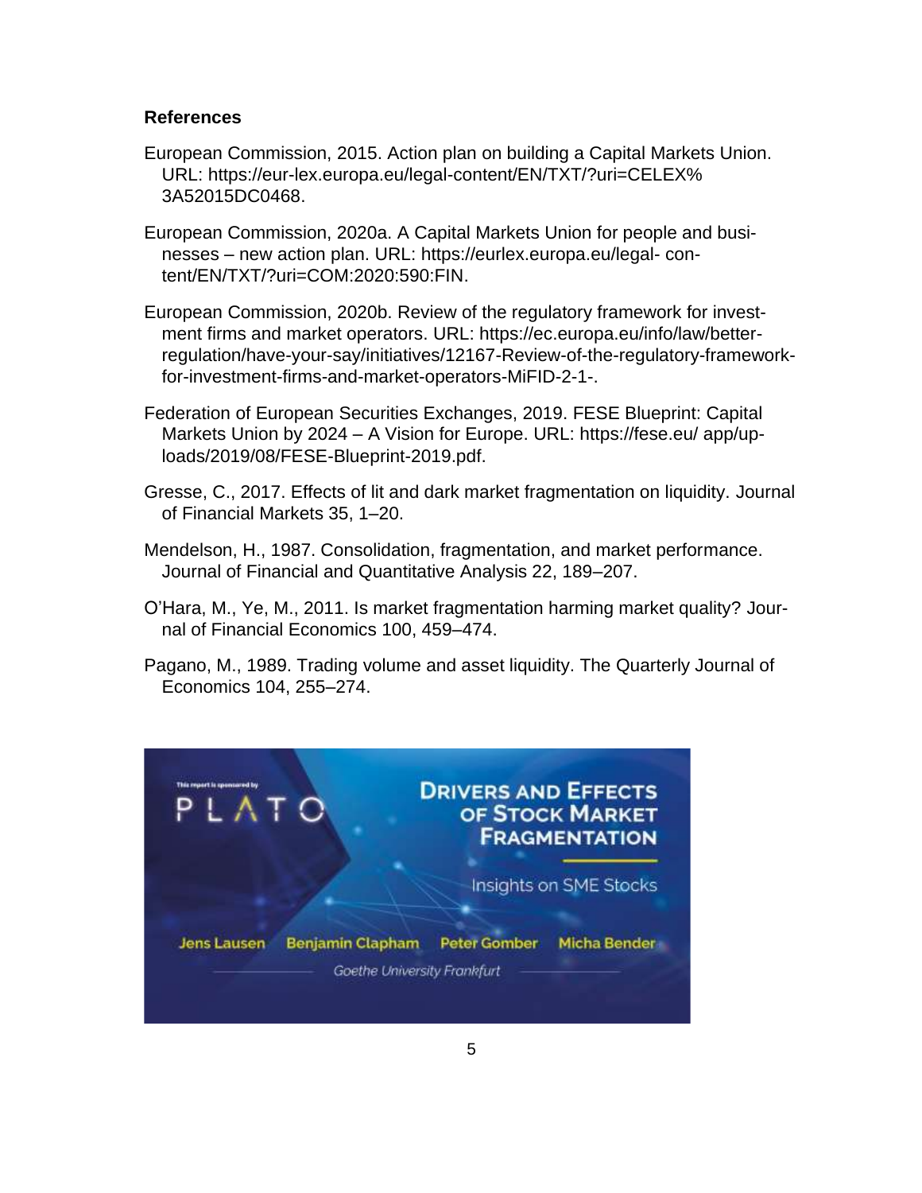### References

European Commission, 2015. Action plan on building a Capital Markets Union. URL: https://eur-lex.europa.eu/legal-content/EN/TXT/?uri=CELEX%3A52015DC0468.

European Commission, 2020a. A Capital Markets Union for people and businesses – new action plan. URL: https://eurlex.europa.eu/legal-content/EN/TXT/?uri=COM:2020:590:FIN.

European Commission, 2020b. Review of the regulatory framework for investment firms and market operators. URL: https://ec.europa.eu/info/law/better-regulation/have-your-say/initiatives/12167-Review-of-the-regulatory-framework-for-investment-firms-and-market-operators-MiFID-2-1-.

Federation of European Securities Exchanges, 2019. FESE Blueprint: Capital Markets Union by 2024 – A Vision for Europe. URL: https://fese.eu/app/uploads/2019/08/FESE-Blueprint-2019.pdf.

Gresse, C., 2017. Effects of lit and dark market fragmentation on liquidity. Journal of Financial Markets 35, 1–20.

Mendelson, H., 1987. Consolidation, fragmentation, and market performance. Journal of Financial and Quantitative Analysis 22, 189–207.

O'Hara, M., Ye, M., 2011. Is market fragmentation harming market quality? Journal of Financial Economics 100, 459–474.

Pagano, M., 1989. Trading volume and asset liquidity. The Quarterly Journal of Economics 104, 255–274.

This report is sponsored by

PLATO

DRIVERS AND EFFECTS OF STOCK MARKET FRAGMENTATION

Insights on SME Stocks

Jens Lausen Benjamin Clapham Peter Gomber Micha Bender

Goethe University Frankfurt